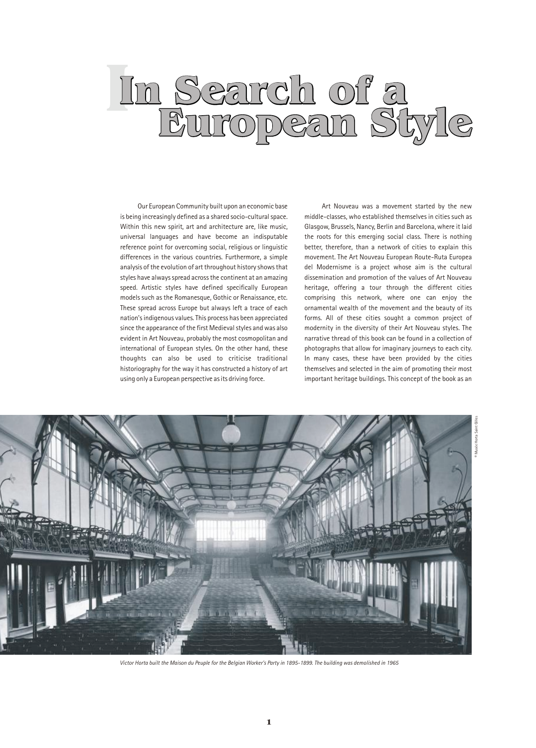# I In Search of a European Style

Our European Community built upon an economic base is being increasingly defined as a shared socio-cultural space. Within this new spirit, art and architecture are, like music, universal languages and have become an indisputable reference point for overcoming social, religious or linguistic differences in the various countries. Furthermore, a simple analysis of the evolution of art throughout history shows that styles have always spread across the continent at an amazing speed. Artistic styles have defined specifically European models such as the Romanesque, Gothic or Renaissance, etc. These spread across Europe but always left a trace of each nation's indigenous values. This process has been appreciated since the appearance of the first Medieval styles and was also evident in Art Nouveau, probably the most cosmopolitan and international of European styles. On the other hand, these thoughts can also be used to criticise traditional historiography for the way it has constructed a history of art using only a European perspective as its driving force.

Art Nouveau was a movement started by the new middle-classes, who established themselves in cities such as Glasgow, Brussels, Nancy, Berlin and Barcelona, where it laid the roots for this emerging social class. There is nothing better, therefore, than a network of cities to explain this movement. The Art Nouveau European Route-Ruta Europea del Modernisme is a project whose aim is the cultural dissemination and promotion of the values of Art Nouveau heritage, offering a tour through the different cities comprising this network, where one can enjoy the ornamental wealth of the movement and the beauty of its forms. All of these cities sought a common project of modernity in the diversity of their Art Nouveau styles. The narrative thread of this book can be found in a collection of photographs that allow for imaginary journeys to each city. In many cases, these have been provided by the cities themselves and selected in the aim of promoting their most important heritage buildings. This concept of the book as an

© Musée Horta Saint Gilles

*Victor Horta built the Maison du Peuple for the Belgian Worker's Party in 1895-1899. The building was demolished in 1965*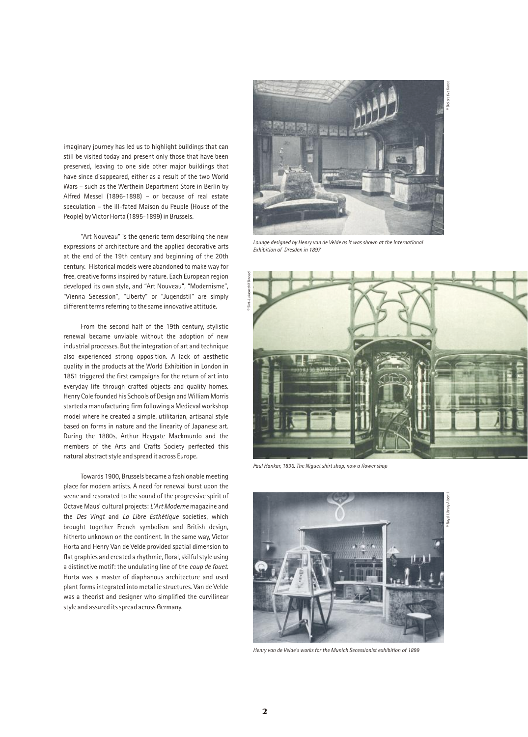imaginary journey has led us to highlight buildings that can still be visited today and present only those that have been preserved, leaving to one side other major buildings that have since disappeared, either as a result of the two World Wars – such as the Werthein Department Store in Berlin by Alfred Messel (1896-1898) – or because of real estate speculation – the ill-fated Maison du Peuple (House of the People) by Victor Horta (1895-1899) in Brussels.

"Art Nouveau" is the generic term describing the new expressions of architecture and the applied decorative arts at the end of the 19th century and beginning of the 20th century. Historical models were abandoned to make way for free, creative forms inspired by nature. Each European region developed its own style, and "Art Nouveau", "Modernisme", "Vienna Secession", "Liberty" or "Jugendstil" are simply different terms referring to the same innovative attitude.

From the second half of the 19th century, stylistic renewal became unviable without the adoption of new industrial processes. But the integration of art and technique also experienced strong opposition. A lack of aesthetic quality in the products at the World Exhibition in London in 1851 triggered the first campaigns for the return of art into everyday life through crafted objects and quality homes. Henry Cole founded his Schools of Design and William Morris started a manufacturing firm following a Medieval workshop model where he created a simple, utilitarian, artisanal style based on forms in nature and the linearity of Japanese art. During the 1880s, Arthur Heygate Mackmurdo and the members of the Arts and Crafts Society perfected this natural abstract style and spread it across Europe.

Towards 1900, Brussels became a fashionable meeting place for modern artists. A need for renewal burst upon the scene and resonated to the sound of the progressive spirit of Octave Maus' cultural projects: *L'Art Moderne* magazine and the *Des Vingt* and *La Libre Esthétique* societies, which brought together French symbolism and British design, hitherto unknown on the continent. In the same way, Victor Horta and Henry Van de Velde provided spatial dimension to flat graphics and created a rhythmic, floral, skilful style using a distinctive motif: the undulating line of the *coup de fouet*. Horta was a master of diaphanous architecture and used plant forms integrated into metallic structures. Van de Velde was a theorist and designer who simplified the curvilinear style and assured its spread across Germany.

© Dekorative Kunst

*Lounge designed by Henry van de Velde as it was shown at the International Exhibition of Dresden in 1897*

© Sint-Lukasarchief Brussel

*Paul Hankar, 1896. The Niguet shirt shop, now a flower shop*

© Royal Library Albert I

*Henry van de Velde's works for the Munich Secessionist exhibition of 1899*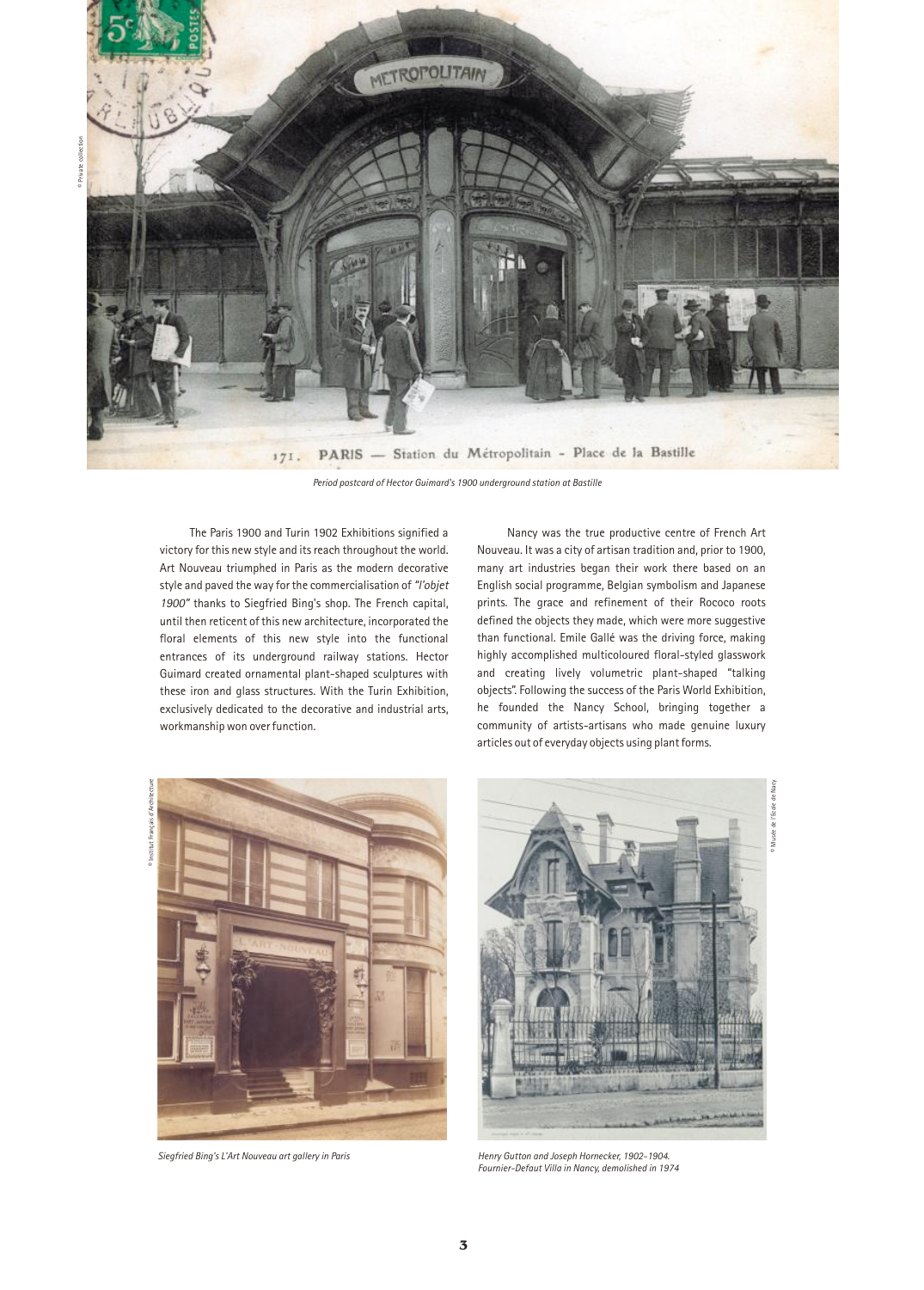*Period postcard of Hector Guimard's 1900 underground station at Bastille*

The Paris 1900 and Turin 1902 Exhibitions signified a victory for this new style and its reach throughout the world. Art Nouveau triumphed in Paris as the modern decorative style and paved the way for the commercialisation of *"l'objet 1900"* thanks to Siegfried Bing's shop. The French capital, until then reticent of this new architecture, incorporated the floral elements of this new style into the functional entrances of its underground railway stations. Hector Guimard created ornamental plant-shaped sculptures with these iron and glass structures. With the Turin Exhibition, exclusively dedicated to the decorative and industrial arts, workmanship won over function.

Nancy was the true productive centre of French Art Nouveau. It was a city of artisan tradition and, prior to 1900, many art industries began their work there based on an English social programme, Belgian symbolism and Japanese prints. The grace and refinement of their Rococo roots defined the objects they made, which were more suggestive than functional. Emile Gallé was the driving force, making highly accomplished multicoloured floral-styled glasswork and creating lively volumetric plant-shaped "talking objects". Following the success of the Paris World Exhibition, he founded the Nancy School, bringing together a community of artists-artisans who made genuine luxury articles out of everyday objects using plant forms.

*Siegfried Bing's L'Art Nouveau art gallery in Paris*

*Henry Gutton and Joseph Hornecker, 1902-1904. Fournier-Defaut Villa in Nancy, demolished in 1974*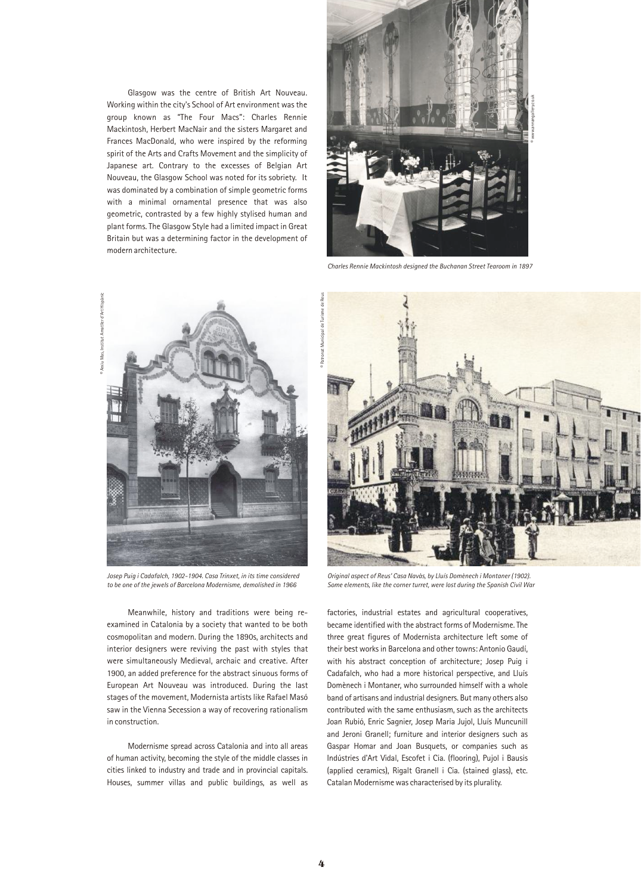Glasgow was the centre of British Art Nouveau. Working within the city's School of Art environment was the group known as "The Four Macs": Charles Rennie Mackintosh, Herbert MacNair and the sisters Margaret and Frances MacDonald, who were inspired by the reforming spirit of the Arts and Crafts Movement and the simplicity of Japanese art. Contrary to the excesses of Belgian Art Nouveau, the Glasgow School was noted for its sobriety. It was dominated by a combination of simple geometric forms with a minimal ornamental presence that was also geometric, contrasted by a few highly stylised human and plant forms. The Glasgow Style had a limited impact in Great Britain but was a determining factor in the development of modern architecture.

© www.amangallery.co.uk

*Charles Rennie Mackintosh designed the Buchanan Street Tearoom in 1897*

© Arxiu Mas, Institut Amatller d'Art Hispànic

*Josep Puig i Cadafalch, 1902-1904. Casa Trinxet, in its time considered to be one of the jewels of Barcelona Modernisme, demolished in 1966*

© Patronat Municipal de Turisme de Reus

*Original aspect of Reus' Casa Navàs, by Lluís Domènech i Montaner (1902). Some elements, like the corner turret, were lost during the Spanish Civil War*

Meanwhile, history and traditions were being re-examined in Catalonia by a society that wanted to be both cosmopolitan and modern. During the 1890s, architects and interior designers were reviving the past with styles that were simultaneously Medieval, archaic and creative. After 1900, an added preference for the abstract sinuous forms of European Art Nouveau was introduced. During the last stages of the movement, Modernista artists like Rafael Masó saw in the Vienna Secession a way of recovering rationalism in construction.

Modernisme spread across Catalonia and into all areas of human activity, becoming the style of the middle classes in cities linked to industry and trade and in provincial capitals. Houses, summer villas and public buildings, as well as factories, industrial estates and agricultural cooperatives, became identified with the abstract forms of Modernisme. The three great figures of Modernista architecture left some of their best works in Barcelona and other towns: Antonio Gaudí, with his abstract conception of architecture; Josep Puig i Cadafalch, who had a more historical perspective, and Lluís Domènech i Montaner, who surrounded himself with a whole band of artisans and industrial designers. But many others also contributed with the same enthusiasm, such as the architects Joan Rubió, Enric Sagnier, Josep Maria Jujol, Lluís Muncunill and Jeroni Granell; furniture and interior designers such as Gaspar Homar and Joan Busquets, or companies such as Indústries d'Art Vidal, Escofet i Cia. (flooring), Pujol i Bausis (applied ceramics), Rigalt Granell i Cia. (stained glass), etc. Catalan Modernisme was characterised by its plurality.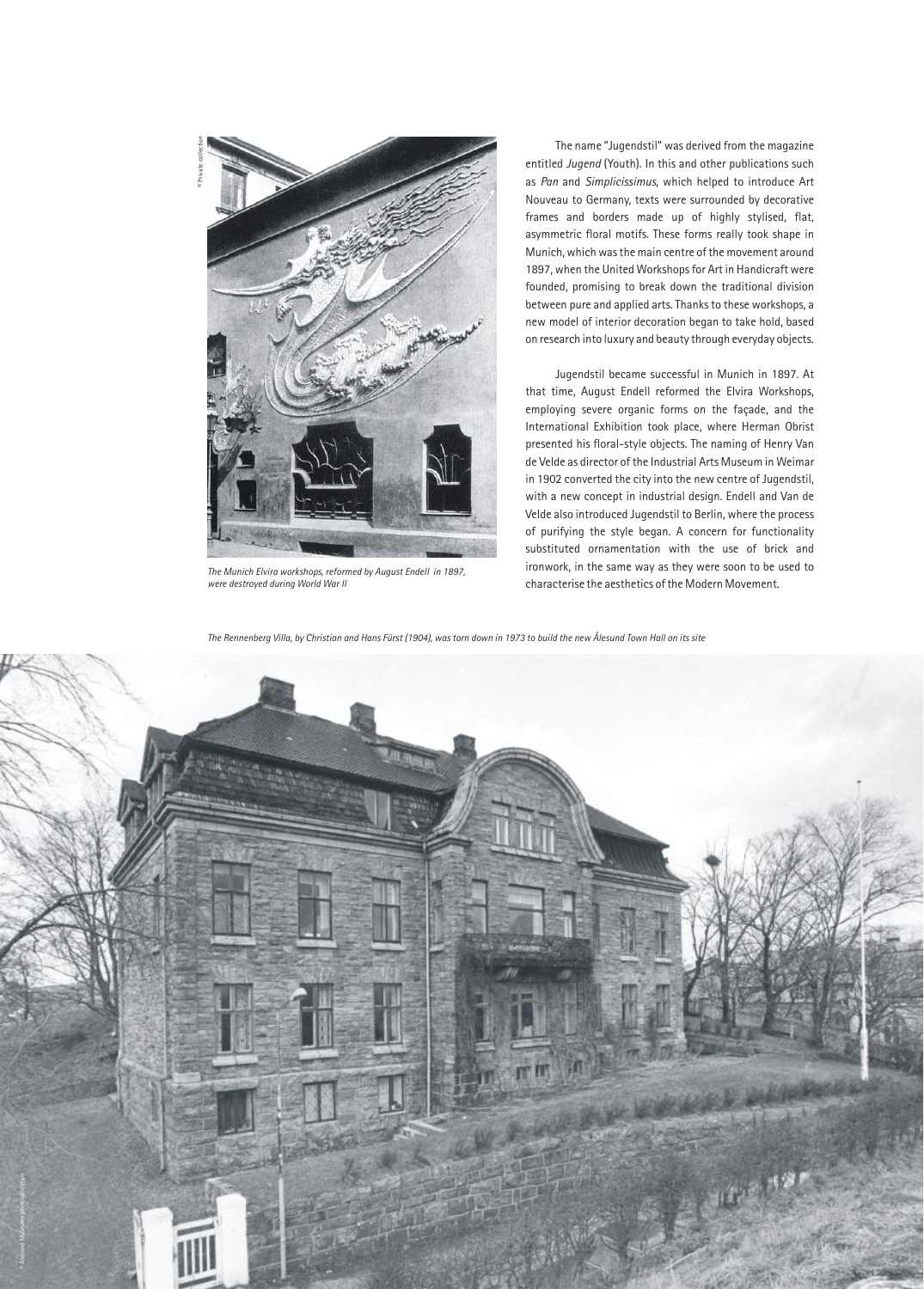The Munich Elvira workshops, reformed by August Endell in 1897, were destroyed during World War II

The name "Jugendstil" was derived from the magazine entitled *Jugend* (Youth). In this and other publications such as *Pan* and *Simplicissimus*, which helped to introduce Art Nouveau to Germany, texts were surrounded by decorative frames and borders made up of highly stylised, flat, asymmetric floral motifs. These forms really took shape in Munich, which was the main centre of the movement around 1897, when the United Workshops for Art in Handicraft were founded, promising to break down the traditional division between pure and applied arts. Thanks to these workshops, a new model of interior decoration began to take hold, based on research into luxury and beauty through everyday objects.

Jugendstil became successful in Munich in 1897. At that time, August Endell reformed the Elvira Workshops, employing severe organic forms on the façade, and the International Exhibition took place, where Herman Obrist presented his floral-style objects. The naming of Henry Van de Velde as director of the Industrial Arts Museum in Weimar in 1902 converted the city into the new centre of Jugendstil, with a new concept in industrial design. Endell and Van de Velde also introduced Jugendstil to Berlin, where the process of purifying the style began. A concern for functionality substituted ornamentation with the use of brick and ironwork, in the same way as they were soon to be used to characterise the aesthetics of the Modern Movement.

*The Rennenberg Villa, by Christian and Hans Fürst (1904), was torn down in 1973 to build the new Ålesund Town Hall on its site*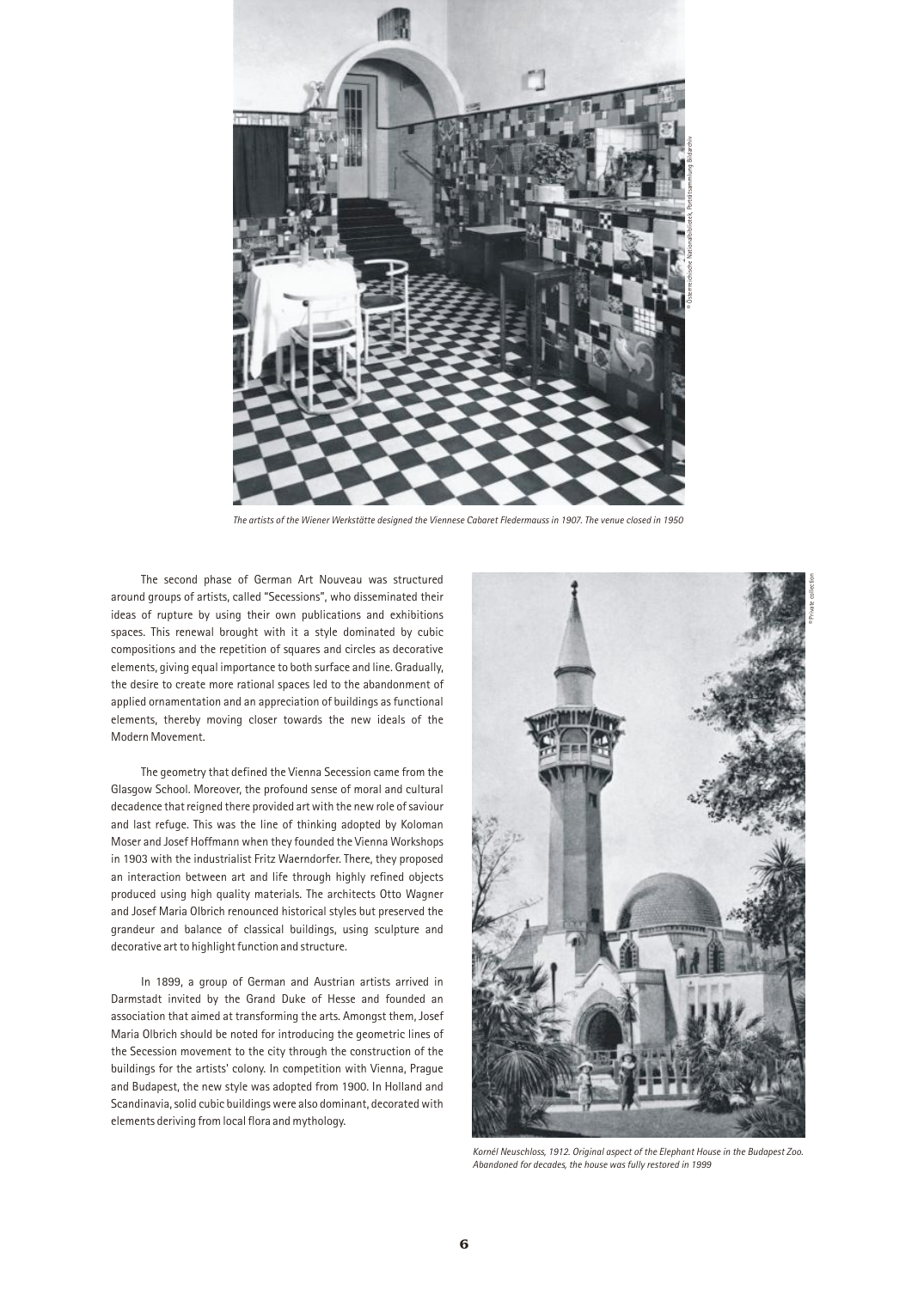*The artists of the Wiener Werkstätte designed the Viennese Cabaret Fledermauss in 1907. The venue closed in 1950*

The second phase of German Art Nouveau was structured around groups of artists, called "Secessions", who disseminated their ideas of rupture by using their own publications and exhibitions spaces. This renewal brought with it a style dominated by cubic compositions and the repetition of squares and circles as decorative elements, giving equal importance to both surface and line. Gradually, the desire to create more rational spaces led to the abandonment of applied ornamentation and an appreciation of buildings as functional elements, thereby moving closer towards the new ideals of the Modern Movement.

The geometry that defined the Vienna Secession came from the Glasgow School. Moreover, the profound sense of moral and cultural decadence that reigned there provided art with the new role of saviour and last refuge. This was the line of thinking adopted by Koloman Moser and Josef Hoffmann when they founded the Vienna Workshops in 1903 with the industrialist Fritz Waerndorfer. There, they proposed an interaction between art and life through highly refined objects produced using high quality materials. The architects Otto Wagner and Josef Maria Olbrich renounced historical styles but preserved the grandeur and balance of classical buildings, using sculpture and decorative art to highlight function and structure.

In 1899, a group of German and Austrian artists arrived in Darmstadt invited by the Grand Duke of Hesse and founded an association that aimed at transforming the arts. Amongst them, Josef Maria Olbrich should be noted for introducing the geometric lines of the Secession movement to the city through the construction of the buildings for the artists' colony. In competition with Vienna, Prague and Budapest, the new style was adopted from 1900. In Holland and Scandinavia, solid cubic buildings were also dominant, decorated with elements deriving from local flora and mythology.

*Kornél Neuschloss, 1912. Original aspect of the Elephant House in the Budapest Zoo. Abandoned for decades, the house was fully restored in 1999*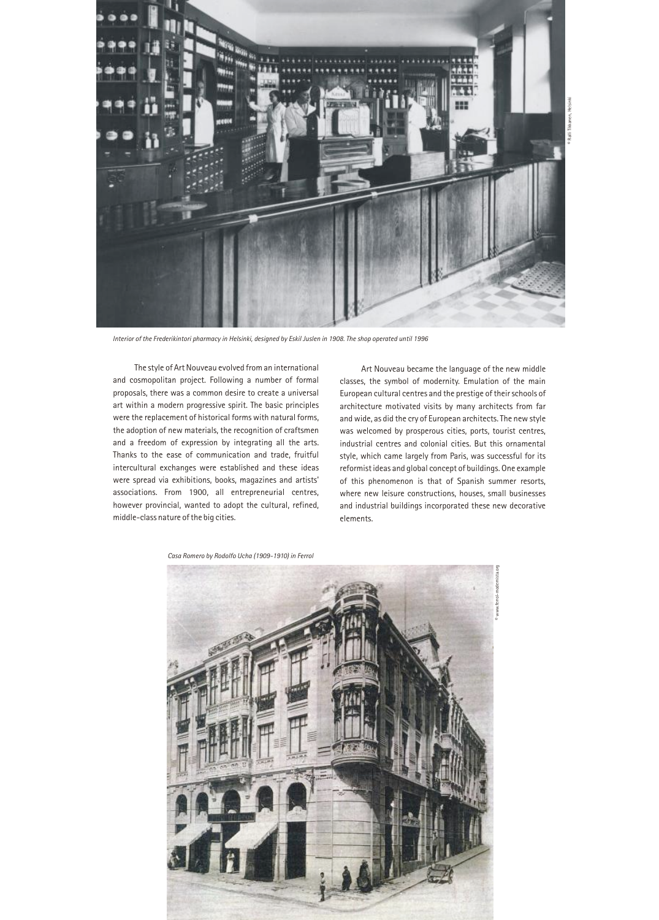Interior of the Frederikintori pharmacy in Helsinki, designed by Eskil Juslen in 1908. The shop operated until 1996

The style of Art Nouveau evolved from an international and cosmopolitan project. Following a number of formal proposals, there was a common desire to create a universal art within a modern progressive spirit. The basic principles were the replacement of historical forms with natural forms, the adoption of new materials, the recognition of craftsmen and a freedom of expression by integrating all the arts. Thanks to the ease of communication and trade, fruitful intercultural exchanges were established and these ideas were spread via exhibitions, books, magazines and artists' associations. From 1900, all entrepreneurial centres, however provincial, wanted to adopt the cultural, refined, middle-class nature of the big cities.

Art Nouveau became the language of the new middle classes, the symbol of modernity. Emulation of the main European cultural centres and the prestige of their schools of architecture motivated visits by many architects from far and wide, as did the cry of European architects. The new style was welcomed by prosperous cities, ports, tourist centres, industrial centres and colonial cities. But this ornamental style, which came largely from Paris, was successful for its reformist ideas and global concept of buildings. One example of this phenomenon is that of Spanish summer resorts, where new leisure constructions, houses, small businesses and industrial buildings incorporated these new decorative elements.

Casa Romero by Rodolfo Ucha (1909-1910) in Ferrol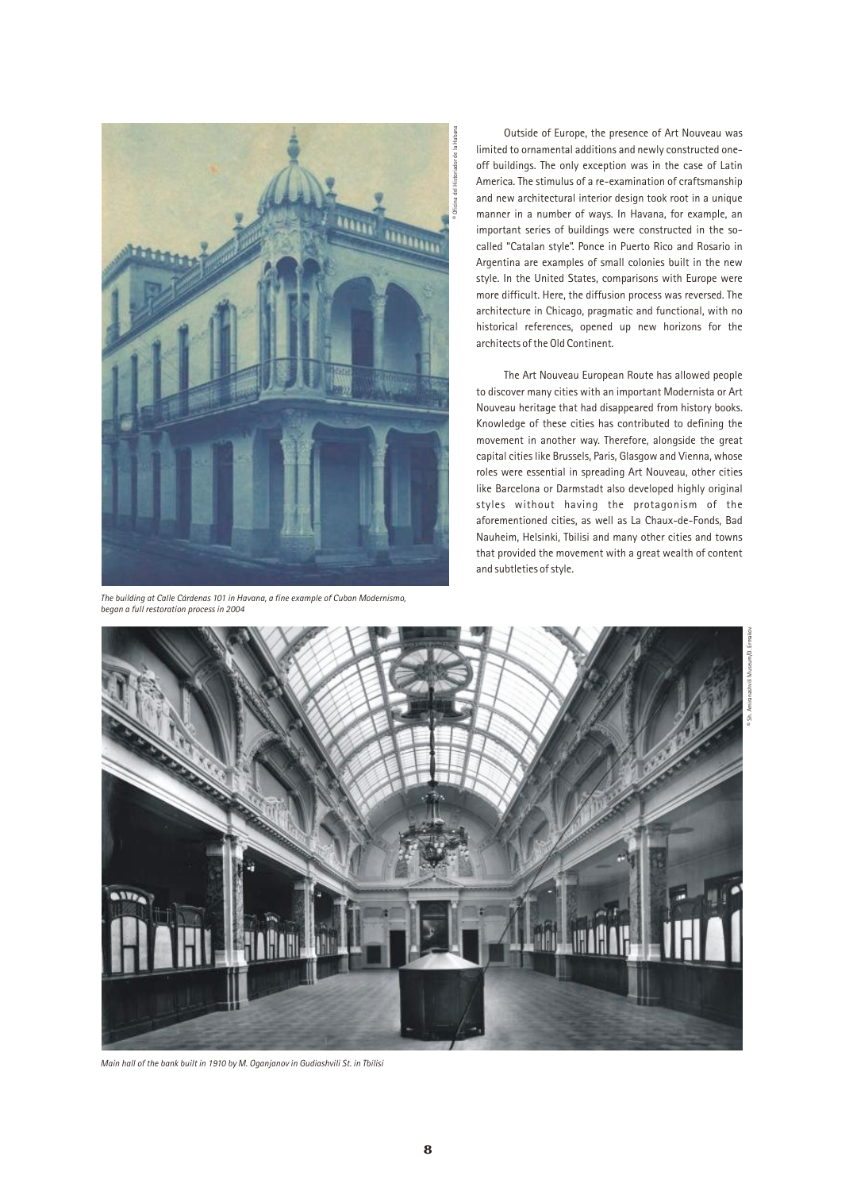Outside of Europe, the presence of Art Nouveau was limited to ornamental additions and newly constructed one-off buildings. The only exception was in the case of Latin America. The stimulus of a re-examination of craftsmanship and new architectural interior design took root in a unique manner in a number of ways. In Havana, for example, an important series of buildings were constructed in the so-called "Catalan style". Ponce in Puerto Rico and Rosario in Argentina are examples of small colonies built in the new style. In the United States, comparisons with Europe were more difficult. Here, the diffusion process was reversed. The architecture in Chicago, pragmatic and functional, with no historical references, opened up new horizons for the architects of the Old Continent.

The Art Nouveau European Route has allowed people to discover many cities with an important Modernista or Art Nouveau heritage that had disappeared from history books. Knowledge of these cities has contributed to defining the movement in another way. Therefore, alongside the great capital cities like Brussels, Paris, Glasgow and Vienna, whose roles were essential in spreading Art Nouveau, other cities like Barcelona or Darmstadt also developed highly original styles without having the protagonism of the aforementioned cities, as well as La Chaux-de-Fonds, Bad Nauheim, Helsinki, Tbilisi and many other cities and towns that provided the movement with a great wealth of content and subtleties of style.

© Oficina del Historiador de la Habana

*The building at Calle Cárdenas 101 in Havana, a fine example of Cuban Modernismo, began a full restoration process in 2004*

© Sh. Amiranashvili Museum/D. Ermakov

*Main hall of the bank built in 1910 by M. Oganjanov in Gudiashvili St. in Tbilisi*